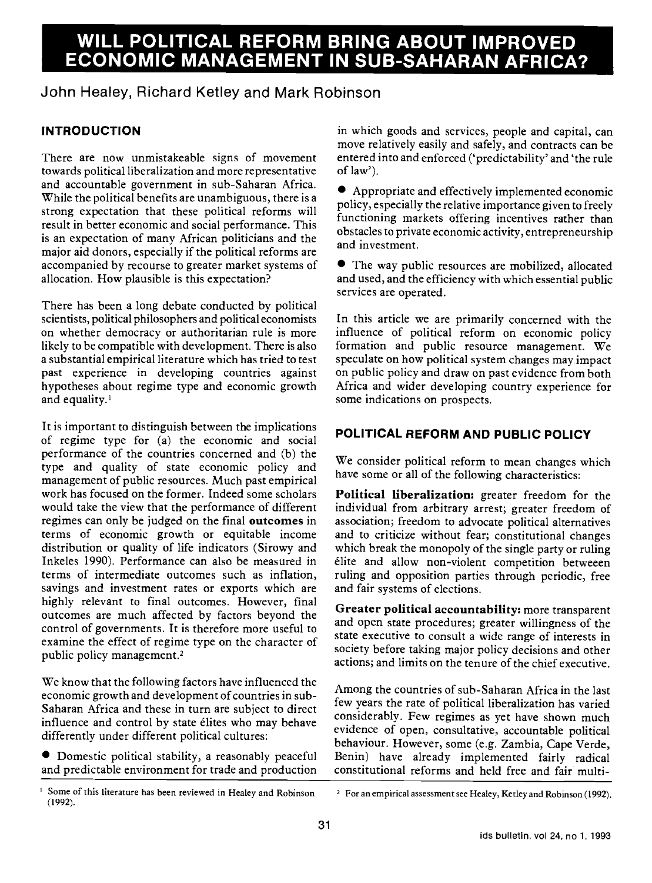# WILL POLITICAL REFORM BRING ABOUT IMPROVED ECONOMIC MANAGEMENT IN SUB-SAHARAN AFRICA?

John Healey, Richard Ketley and Mark Robinson

## INTRODUCTION

There are now unmistakeable signs of movement towards political liberalization and more representative and accountable government in sub-Saharan Africa. While the political benefits are unambiguous, there is a strong expectation that these political reforms will result in better economic and social performance. This is an expectation of many African politicians and the major aid donors, especially if the political reforms are accompanied by recourse to greater market systems of allocation. How plausible is this expectation?

There has been a long debate conducted by political scientists, political philosophers and political economists on whether democracy or authoritarian rule is more likely to be compatible with development. There is also a substantial empirical literature which has tried to test past experience in developing countries against hypotheses about regime type and economic growth and equality.[1]

It is important to distinguish between the implications of regime type for (a) the economic and social performance of the countries concerned and (b) the type and quality of state economic policy and management of public resources. Much past empirical work has focused on the former. Indeed some scholars would take the view that the performance of different regimes can only be judged on the final **outcomes** in terms of economic growth or equitable income distribution or quality of life indicators (Sirowy and Inkeles 1990). Performance can also be measured in terms of intermediate outcomes such as inflation, savings and investment rates or exports which are highly relevant to final outcomes. However, final outcomes are much affected by factors beyond the control of governments. It is therefore more useful to examine the effect of regime type on the character of public policy management.[2]

We know that the following factors have influenced the economic growth and development of countries in sub-Saharan Africa and these in turn are subject to direct influence and control by state élites who may behave differently under different political cultures:

- Domestic political stability, a reasonably peaceful and predictable environment for trade and production in which goods and services, people and capital, can move relatively easily and safely, and contracts can be entered into and enforced ('predictability' and 'the rule of law').
- Appropriate and effectively implemented economic policy, especially the relative importance given to freely functioning markets offering incentives rather than obstacles to private economic activity, entrepreneurship and investment.
- The way public resources are mobilized, allocated and used, and the efficiency with which essential public services are operated.

In this article we are primarily concerned with the influence of political reform on economic policy formation and public resource management. We speculate on how political system changes may impact on public policy and draw on past evidence from both Africa and wider developing country experience for some indications on prospects.

## POLITICAL REFORM AND PUBLIC POLICY

We consider political reform to mean changes which have some or all of the following characteristics:

**Political liberalization:** greater freedom for the individual from arbitrary arrest; greater freedom of association; freedom to advocate political alternatives and to criticize without fear; constitutional changes which break the monopoly of the single party or ruling élite and allow non-violent competition betweeen ruling and opposition parties through periodic, free and fair systems of elections.

**Greater political accountability:** more transparent and open state procedures; greater willingness of the state executive to consult a wide range of interests in society before taking major policy decisions and other actions; and limits on the tenure of the chief executive.

Among the countries of sub-Saharan Africa in the last few years the rate of political liberalization has varied considerably. Few regimes as yet have shown much evidence of open, consultative, accountable political behaviour. However, some (e.g. Zambia, Cape Verde, Benin) have already implemented fairly radical constitutional reforms and held free and fair multi-

[1] Some of this literature has been reviewed in Healey and Robinson (1992).

[2] For an empirical assessment see Healey, Ketley and Robinson (1992).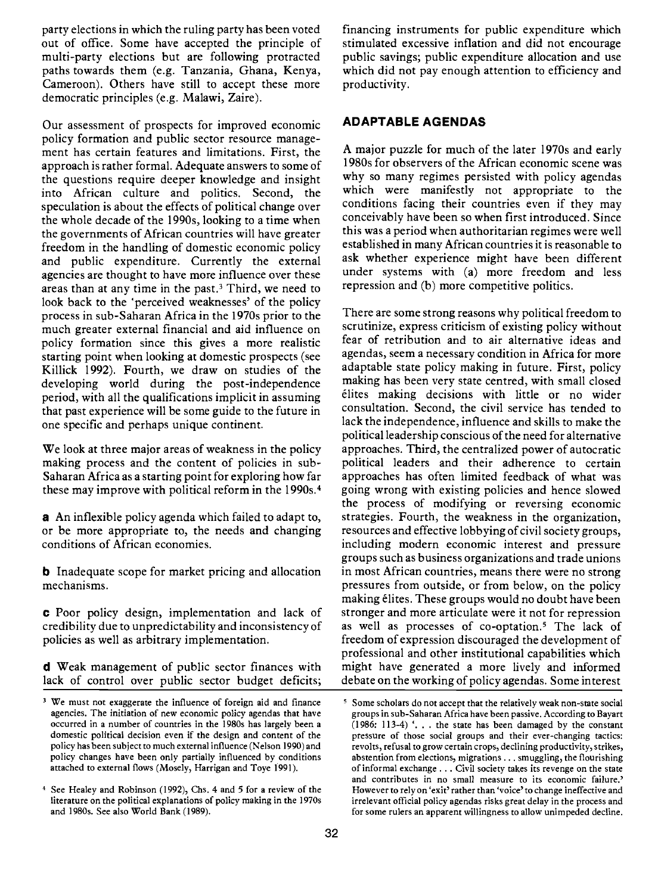party elections in which the ruling party has been voted out of office. Some have accepted the principle of multi-party elections but are following protracted paths towards them (e.g. Tanzania, Ghana, Kenya, Cameroon). Others have still to accept these more democratic principles (e.g. Malawi, Zaire).

Our assessment of prospects for improved economic policy formation and public sector resource management has certain features and limitations. First, the approach is rather formal. Adequate answers to some of the questions require deeper knowledge and insight into African culture and politics. Second, the speculation is about the effects of political change over the whole decade of the 1990s, looking to a time when the governments of African countries will have greater freedom in the handling of domestic economic policy and public expenditure. Currently the external agencies are thought to have more influence over these areas than at any time in the past.[3] Third, we need to look back to the 'perceived weaknesses' of the policy process in sub-Saharan Africa in the 1970s prior to the much greater external financial and aid influence on policy formation since this gives a more realistic starting point when looking at domestic prospects (see Killick 1992). Fourth, we draw on studies of the developing world during the post-independence period, with all the qualifications implicit in assuming that past experience will be some guide to the future in one specific and perhaps unique continent.

We look at three major areas of weakness in the policy making process and the content of policies in sub-Saharan Africa as a starting point for exploring how far these may improve with political reform in the 1990s.[4]

**a** An inflexible policy agenda which failed to adapt to, or be more appropriate to, the needs and changing conditions of African economies.

**b** Inadequate scope for market pricing and allocation mechanisms.

**c** Poor policy design, implementation and lack of credibility due to unpredictability and inconsistency of policies as well as arbitrary implementation.

**d** Weak management of public sector finances with lack of control over public sector budget deficits; financing instruments for public expenditure which stimulated excessive inflation and did not encourage public savings; public expenditure allocation and use which did not pay enough attention to efficiency and productivity.

## ADAPTABLE AGENDAS

A major puzzle for much of the later 1970s and early 1980s for observers of the African economic scene was why so many regimes persisted with policy agendas which were manifestly not appropriate to the conditions facing their countries even if they may conceivably have been so when first introduced. Since this was a period when authoritarian regimes were well established in many African countries it is reasonable to ask whether experience might have been different under systems with (a) more freedom and less repression and (b) more competitive politics.

There are some strong reasons why political freedom to scrutinize, express criticism of existing policy without fear of retribution and to air alternative ideas and agendas, seem a necessary condition in Africa for more adaptable state policy making in future. First, policy making has been very state centred, with small closed élites making decisions with little or no wider consultation. Second, the civil service has tended to lack the independence, influence and skills to make the political leadership conscious of the need for alternative approaches. Third, the centralized power of autocratic political leaders and their adherence to certain approaches has often limited feedback of what was going wrong with existing policies and hence slowed the process of modifying or reversing economic strategies. Fourth, the weakness in the organization, resources and effective lobbying of civil society groups, including modern economic interest and pressure groups such as business organizations and trade unions in most African countries, means there were no strong pressures from outside, or from below, on the policy making élites. These groups would no doubt have been stronger and more articulate were it not for repression as well as processes of co-optation.[5] The lack of freedom of expression discouraged the development of professional and other institutional capabilities which might have generated a more lively and informed debate on the working of policy agendas. Some interest

---

[3] We must not exaggerate the influence of foreign aid and finance agencies. The initiation of new economic policy agendas that have occurred in a number of countries in the 1980s has largely been a domestic political decision even if the design and content of the policy has been subject to much external influence (Nelson 1990) and policy changes have been only partially influenced by conditions attached to external flows (Mosely, Harrigan and Toye 1991).

[4] See Healey and Robinson (1992), Chs. 4 and 5 for a review of the literature on the political explanations of policy making in the 1970s and 1980s. See also World Bank (1989).

[5] Some scholars do not accept that the relatively weak non-state social groups in sub-Saharan Africa have been passive. According to Bayart (1986: 113-4) '. . . the state has been damaged by the constant pressure of those social groups and their ever-changing tactics: revolts, refusal to grow certain crops, declining productivity, strikes, abstention from elections, migrations . . . smuggling, the flourishing of informal exchange . . . Civil society takes its revenge on the state and contributes in no small measure to its economic failure.' However to rely on 'exit' rather than 'voice' to change ineffective and irrelevant official policy agendas risks great delay in the process and for some rulers an apparent willingness to allow unimpeded decline.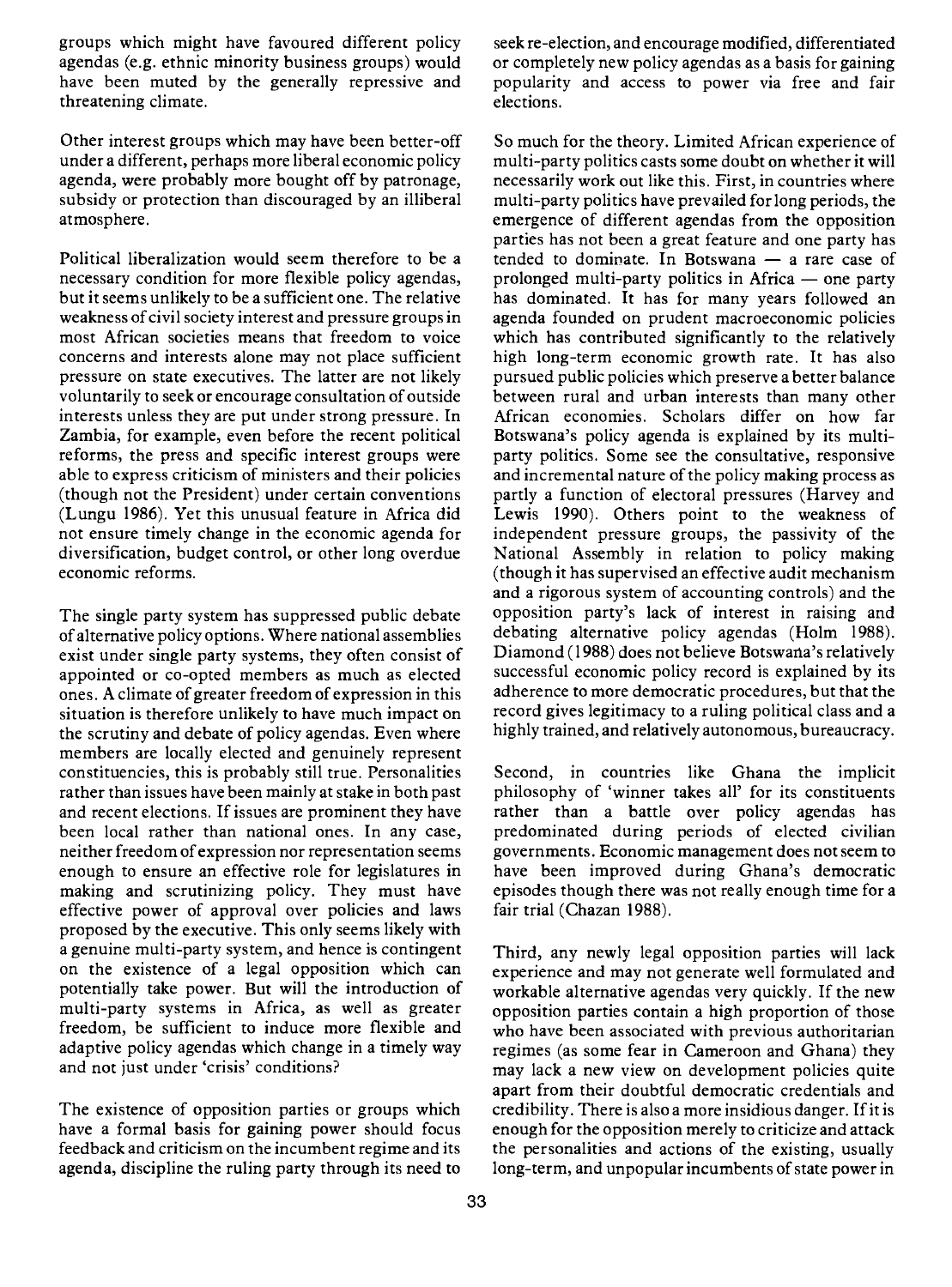groups which might have favoured different policy agendas (e.g. ethnic minority business groups) would have been muted by the generally repressive and threatening climate.

Other interest groups which may have been better-off under a different, perhaps more liberal economic policy agenda, were probably more bought off by patronage, subsidy or protection than discouraged by an illiberal atmosphere.

Political liberalization would seem therefore to be a necessary condition for more flexible policy agendas, but it seems unlikely to be a sufficient one. The relative weakness of civil society interest and pressure groups in most African societies means that freedom to voice concerns and interests alone may not place sufficient pressure on state executives. The latter are not likely voluntarily to seek or encourage consultation of outside interests unless they are put under strong pressure. In Zambia, for example, even before the recent political reforms, the press and specific interest groups were able to express criticism of ministers and their policies (though not the President) under certain conventions (Lungu 1986). Yet this unusual feature in Africa did not ensure timely change in the economic agenda for diversification, budget control, or other long overdue economic reforms.

The single party system has suppressed public debate of alternative policy options. Where national assemblies exist under single party systems, they often consist of appointed or co-opted members as much as elected ones. A climate of greater freedom of expression in this situation is therefore unlikely to have much impact on the scrutiny and debate of policy agendas. Even where members are locally elected and genuinely represent constituencies, this is probably still true. Personalities rather than issues have been mainly at stake in both past and recent elections. If issues are prominent they have been local rather than national ones. In any case, neither freedom of expression nor representation seems enough to ensure an effective role for legislatures in making and scrutinizing policy. They must have effective power of approval over policies and laws proposed by the executive. This only seems likely with a genuine multi-party system, and hence is contingent on the existence of a legal opposition which can potentially take power. But will the introduction of multi-party systems in Africa, as well as greater freedom, be sufficient to induce more flexible and adaptive policy agendas which change in a timely way and not just under 'crisis' conditions?

The existence of opposition parties or groups which have a formal basis for gaining power should focus feedback and criticism on the incumbent regime and its agenda, discipline the ruling party through its need to seek re-election, and encourage modified, differentiated or completely new policy agendas as a basis for gaining popularity and access to power via free and fair elections.

So much for the theory. Limited African experience of multi-party politics casts some doubt on whether it will necessarily work out like this. First, in countries where multi-party politics have prevailed for long periods, the emergence of different agendas from the opposition parties has not been a great feature and one party has tended to dominate. In Botswana — a rare case of prolonged multi-party politics in Africa — one party has dominated. It has for many years followed an agenda founded on prudent macroeconomic policies which has contributed significantly to the relatively high long-term economic growth rate. It has also pursued public policies which preserve a better balance between rural and urban interests than many other African economies. Scholars differ on how far Botswana's policy agenda is explained by its multi-party politics. Some see the consultative, responsive and incremental nature of the policy making process as partly a function of electoral pressures (Harvey and Lewis 1990). Others point to the weakness of independent pressure groups, the passivity of the National Assembly in relation to policy making (though it has supervised an effective audit mechanism and a rigorous system of accounting controls) and the opposition party's lack of interest in raising and debating alternative policy agendas (Holm 1988). Diamond (1988) does not believe Botswana's relatively successful economic policy record is explained by its adherence to more democratic procedures, but that the record gives legitimacy to a ruling political class and a highly trained, and relatively autonomous, bureaucracy.

Second, in countries like Ghana the implicit philosophy of 'winner takes all' for its constituents rather than a battle over policy agendas has predominated during periods of elected civilian governments. Economic management does not seem to have been improved during Ghana's democratic episodes though there was not really enough time for a fair trial (Chazan 1988).

Third, any newly legal opposition parties will lack experience and may not generate well formulated and workable alternative agendas very quickly. If the new opposition parties contain a high proportion of those who have been associated with previous authoritarian regimes (as some fear in Cameroon and Ghana) they may lack a new view on development policies quite apart from their doubtful democratic credentials and credibility. There is also a more insidious danger. If it is enough for the opposition merely to criticize and attack the personalities and actions of the existing, usually long-term, and unpopular incumbents of state power in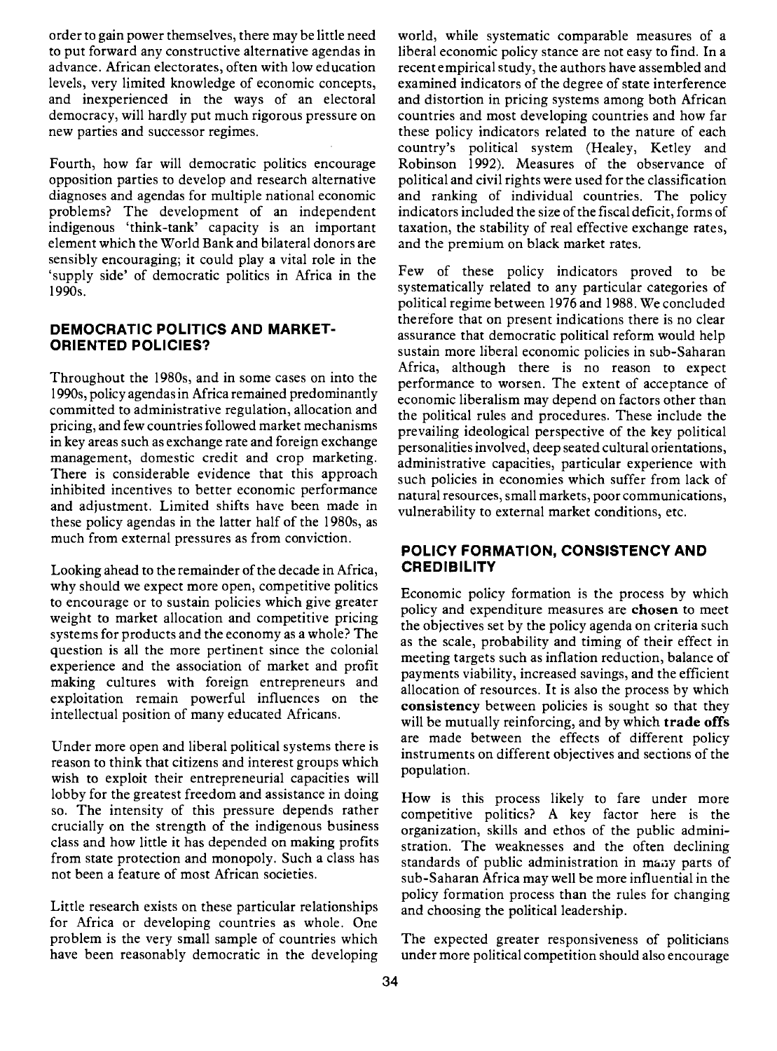order to gain power themselves, there may be little need to put forward any constructive alternative agendas in advance. African electorates, often with low education levels, very limited knowledge of economic concepts, and inexperienced in the ways of an electoral democracy, will hardly put much rigorous pressure on new parties and successor regimes.

Fourth, how far will democratic politics encourage opposition parties to develop and research alternative diagnoses and agendas for multiple national economic problems? The development of an independent indigenous 'think-tank' capacity is an important element which the World Bank and bilateral donors are sensibly encouraging; it could play a vital role in the 'supply side' of democratic politics in Africa in the 1990s.

## DEMOCRATIC POLITICS AND MARKET-ORIENTED POLICIES?

Throughout the 1980s, and in some cases on into the 1990s, policy agendas in Africa remained predominantly committed to administrative regulation, allocation and pricing, and few countries followed market mechanisms in key areas such as exchange rate and foreign exchange management, domestic credit and crop marketing. There is considerable evidence that this approach inhibited incentives to better economic performance and adjustment. Limited shifts have been made in these policy agendas in the latter half of the 1980s, as much from external pressures as from conviction.

Looking ahead to the remainder of the decade in Africa, why should we expect more open, competitive politics to encourage or to sustain policies which give greater weight to market allocation and competitive pricing systems for products and the economy as a whole? The question is all the more pertinent since the colonial experience and the association of market and profit making cultures with foreign entrepreneurs and exploitation remain powerful influences on the intellectual position of many educated Africans.

Under more open and liberal political systems there is reason to think that citizens and interest groups which wish to exploit their entrepreneurial capacities will lobby for the greatest freedom and assistance in doing so. The intensity of this pressure depends rather crucially on the strength of the indigenous business class and how little it has depended on making profits from state protection and monopoly. Such a class has not been a feature of most African societies.

Little research exists on these particular relationships for Africa or developing countries as whole. One problem is the very small sample of countries which have been reasonably democratic in the developing world, while systematic comparable measures of a liberal economic policy stance are not easy to find. In a recent empirical study, the authors have assembled and examined indicators of the degree of state interference and distortion in pricing systems among both African countries and most developing countries and how far these policy indicators related to the nature of each country's political system (Healey, Ketley and Robinson 1992). Measures of the observance of political and civil rights were used for the classification and ranking of individual countries. The policy indicators included the size of the fiscal deficit, forms of taxation, the stability of real effective exchange rates, and the premium on black market rates.

Few of these policy indicators proved to be systematically related to any particular categories of political regime between 1976 and 1988. We concluded therefore that on present indications there is no clear assurance that democratic political reform would help sustain more liberal economic policies in sub-Saharan Africa, although there is no reason to expect performance to worsen. The extent of acceptance of economic liberalism may depend on factors other than the political rules and procedures. These include the prevailing ideological perspective of the key political personalities involved, deep seated cultural orientations, administrative capacities, particular experience with such policies in economies which suffer from lack of natural resources, small markets, poor communications, vulnerability to external market conditions, etc.

## POLICY FORMATION, CONSISTENCY AND CREDIBILITY

Economic policy formation is the process by which policy and expenditure measures are **chosen** to meet the objectives set by the policy agenda on criteria such as the scale, probability and timing of their effect in meeting targets such as inflation reduction, balance of payments viability, increased savings, and the efficient allocation of resources. It is also the process by which **consistency** between policies is sought so that they will be mutually reinforcing, and by which **trade offs** are made between the effects of different policy instruments on different objectives and sections of the population.

How is this process likely to fare under more competitive politics? A key factor here is the organization, skills and ethos of the public administration. The weaknesses and the often declining standards of public administration in many parts of sub-Saharan Africa may well be more influential in the policy formation process than the rules for changing and choosing the political leadership.

The expected greater responsiveness of politicians under more political competition should also encourage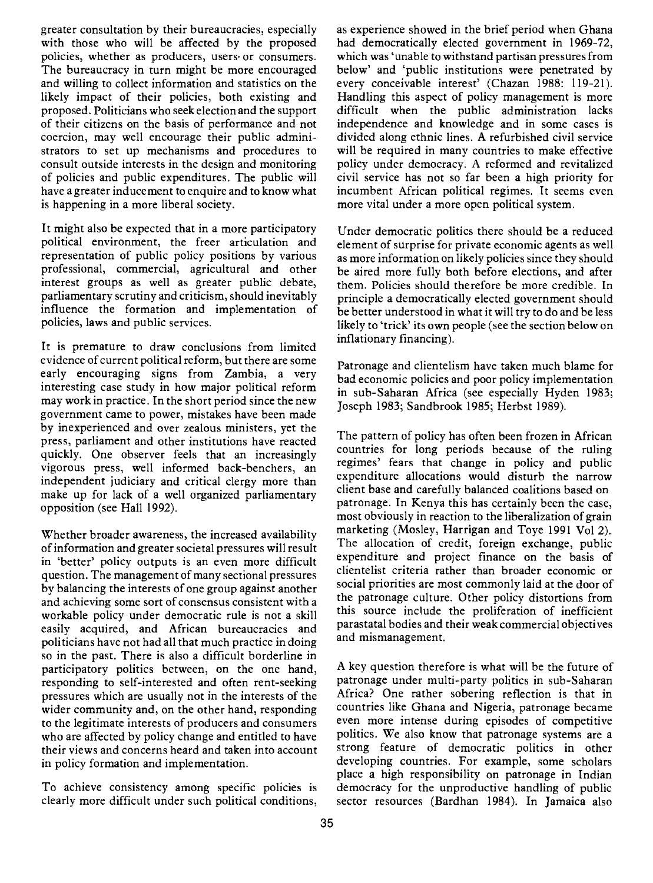greater consultation by their bureaucracies, especially with those who will be affected by the proposed policies, whether as producers, users or consumers. The bureaucracy in turn might be more encouraged and willing to collect information and statistics on the likely impact of their policies, both existing and proposed. Politicians who seek election and the support of their citizens on the basis of performance and not coercion, may well encourage their public administrators to set up mechanisms and procedures to consult outside interests in the design and monitoring of policies and public expenditures. The public will have a greater inducement to enquire and to know what is happening in a more liberal society.

It might also be expected that in a more participatory political environment, the freer articulation and representation of public policy positions by various professional, commercial, agricultural and other interest groups as well as greater public debate, parliamentary scrutiny and criticism, should inevitably influence the formation and implementation of policies, laws and public services.

It is premature to draw conclusions from limited evidence of current political reform, but there are some early encouraging signs from Zambia, a very interesting case study in how major political reform may work in practice. In the short period since the new government came to power, mistakes have been made by inexperienced and over zealous ministers, yet the press, parliament and other institutions have reacted quickly. One observer feels that an increasingly vigorous press, well informed back-benchers, an independent judiciary and critical clergy more than make up for lack of a well organized parliamentary opposition (see Hall 1992).

Whether broader awareness, the increased availability of information and greater societal pressures will result in 'better' policy outputs is an even more difficult question. The management of many sectional pressures by balancing the interests of one group against another and achieving some sort of consensus consistent with a workable policy under democratic rule is not a skill easily acquired, and African bureaucracies and politicians have not had all that much practice in doing so in the past. There is also a difficult borderline in participatory politics between, on the one hand, responding to self-interested and often rent-seeking pressures which are usually not in the interests of the wider community and, on the other hand, responding to the legitimate interests of producers and consumers who are affected by policy change and entitled to have their views and concerns heard and taken into account in policy formation and implementation.

To achieve consistency among specific policies is clearly more difficult under such political conditions, as experience showed in the brief period when Ghana had democratically elected government in 1969-72, which was 'unable to withstand partisan pressures from below' and 'public institutions were penetrated by every conceivable interest' (Chazan 1988: 119-21). Handling this aspect of policy management is more difficult when the public administration lacks independence and knowledge and in some cases is divided along ethnic lines. A refurbished civil service will be required in many countries to make effective policy under democracy. A reformed and revitalized civil service has not so far been a high priority for incumbent African political regimes. It seems even more vital under a more open political system.

Under democratic politics there should be a reduced element of surprise for private economic agents as well as more information on likely policies since they should be aired more fully both before elections, and after them. Policies should therefore be more credible. In principle a democratically elected government should be better understood in what it will try to do and be less likely to 'trick' its own people (see the section below on inflationary financing).

Patronage and clientelism have taken much blame for bad economic policies and poor policy implementation in sub-Saharan Africa (see especially Hyden 1983; Joseph 1983; Sandbrook 1985; Herbst 1989).

The pattern of policy has often been frozen in African countries for long periods because of the ruling regimes' fears that change in policy and public expenditure allocations would disturb the narrow client base and carefully balanced coalitions based on patronage. In Kenya this has certainly been the case, most obviously in reaction to the liberalization of grain marketing (Mosley, Harrigan and Toye 1991 Vol 2). The allocation of credit, foreign exchange, public expenditure and project finance on the basis of clientelist criteria rather than broader economic or social priorities are most commonly laid at the door of the patronage culture. Other policy distortions from this source include the proliferation of inefficient parastatal bodies and their weak commercial objectives and mismanagement.

A key question therefore is what will be the future of patronage under multi-party politics in sub-Saharan Africa? One rather sobering reflection is that in countries like Ghana and Nigeria, patronage became even more intense during episodes of competitive politics. We also know that patronage systems are a strong feature of democratic politics in other developing countries. For example, some scholars place a high responsibility on patronage in Indian democracy for the unproductive handling of public sector resources (Bardhan 1984). In Jamaica also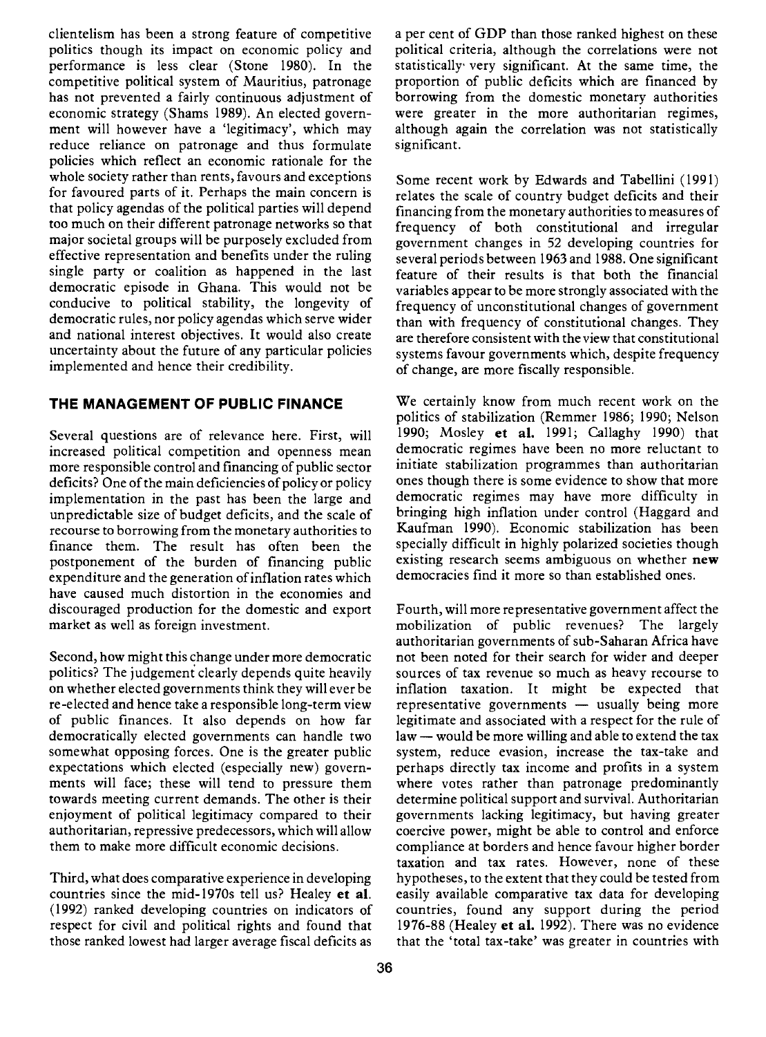clientelism has been a strong feature of competitive politics though its impact on economic policy and performance is less clear (Stone 1980). In the competitive political system of Mauritius, patronage has not prevented a fairly continuous adjustment of economic strategy (Shams 1989). An elected government will however have a 'legitimacy', which may reduce reliance on patronage and thus formulate policies which reflect an economic rationale for the whole society rather than rents, favours and exceptions for favoured parts of it. Perhaps the main concern is that policy agendas of the political parties will depend too much on their different patronage networks so that major societal groups will be purposely excluded from effective representation and benefits under the ruling single party or coalition as happened in the last democratic episode in Ghana. This would not be conducive to political stability, the longevity of democratic rules, nor policy agendas which serve wider and national interest objectives. It would also create uncertainty about the future of any particular policies implemented and hence their credibility.

## THE MANAGEMENT OF PUBLIC FINANCE

Several questions are of relevance here. First, will increased political competition and openness mean more responsible control and financing of public sector deficits? One of the main deficiencies of policy or policy implementation in the past has been the large and unpredictable size of budget deficits, and the scale of recourse to borrowing from the monetary authorities to finance them. The result has often been the postponement of the burden of financing public expenditure and the generation of inflation rates which have caused much distortion in the economies and discouraged production for the domestic and export market as well as foreign investment.

Second, how might this change under more democratic politics? The judgement clearly depends quite heavily on whether elected governments think they will ever be re-elected and hence take a responsible long-term view of public finances. It also depends on how far democratically elected governments can handle two somewhat opposing forces. One is the greater public expectations which elected (especially new) governments will face; these will tend to pressure them towards meeting current demands. The other is their enjoyment of political legitimacy compared to their authoritarian, repressive predecessors, which will allow them to make more difficult economic decisions.

Third, what does comparative experience in developing countries since the mid-1970s tell us? Healey **et al.** (1992) ranked developing countries on indicators of respect for civil and political rights and found that those ranked lowest had larger average fiscal deficits as a per cent of GDP than those ranked highest on these political criteria, although the correlations were not statistically very significant. At the same time, the proportion of public deficits which are financed by borrowing from the domestic monetary authorities were greater in the more authoritarian regimes, although again the correlation was not statistically significant.

Some recent work by Edwards and Tabellini (1991) relates the scale of country budget deficits and their financing from the monetary authorities to measures of frequency of both constitutional and irregular government changes in 52 developing countries for several periods between 1963 and 1988. One significant feature of their results is that both the financial variables appear to be more strongly associated with the frequency of unconstitutional changes of government than with frequency of constitutional changes. They are therefore consistent with the view that constitutional systems favour governments which, despite frequency of change, are more fiscally responsible.

We certainly know from much recent work on the politics of stabilization (Remmer 1986; 1990; Nelson 1990; Mosley **et al.** 1991; Callaghy 1990) that democratic regimes have been no more reluctant to initiate stabilization programmes than authoritarian ones though there is some evidence to show that more democratic regimes may have more difficulty in bringing high inflation under control (Haggard and Kaufman 1990). Economic stabilization has been specially difficult in highly polarized societies though existing research seems ambiguous on whether **new** democracies find it more so than established ones.

Fourth, will more representative government affect the mobilization of public revenues? The largely authoritarian governments of sub-Saharan Africa have not been noted for their search for wider and deeper sources of tax revenue so much as heavy recourse to inflation taxation. It might be expected that representative governments — usually being more legitimate and associated with a respect for the rule of law — would be more willing and able to extend the tax system, reduce evasion, increase the tax-take and perhaps directly tax income and profits in a system where votes rather than patronage predominantly determine political support and survival. Authoritarian governments lacking legitimacy, but having greater coercive power, might be able to control and enforce compliance at borders and hence favour higher border taxation and tax rates. However, none of these hypotheses, to the extent that they could be tested from easily available comparative tax data for developing countries, found any support during the period 1976-88 (Healey **et al.** 1992). There was no evidence that the 'total tax-take' was greater in countries with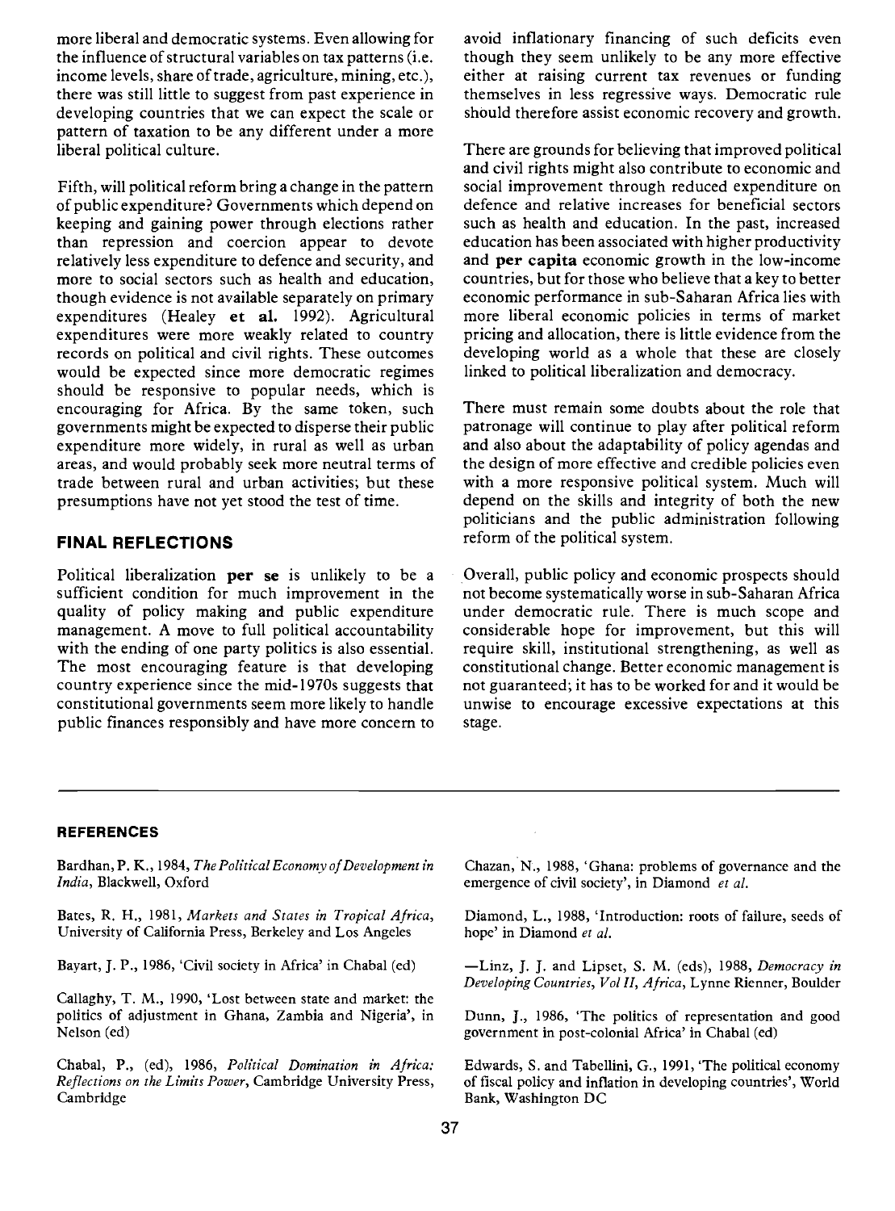more liberal and democratic systems. Even allowing for the influence of structural variables on tax patterns (i.e. income levels, share of trade, agriculture, mining, etc.), there was still little to suggest from past experience in developing countries that we can expect the scale or pattern of taxation to be any different under a more liberal political culture.

Fifth, will political reform bring a change in the pattern of public expenditure? Governments which depend on keeping and gaining power through elections rather than repression and coercion appear to devote relatively less expenditure to defence and security, and more to social sectors such as health and education, though evidence is not available separately on primary expenditures (Healey **et al.** 1992). Agricultural expenditures were more weakly related to country records on political and civil rights. These outcomes would be expected since more democratic regimes should be responsive to popular needs, which is encouraging for Africa. By the same token, such governments might be expected to disperse their public expenditure more widely, in rural as well as urban areas, and would probably seek more neutral terms of trade between rural and urban activities; but these presumptions have not yet stood the test of time.

## FINAL REFLECTIONS

Political liberalization **per se** is unlikely to be a sufficient condition for much improvement in the quality of policy making and public expenditure management. A move to full political accountability with the ending of one party politics is also essential. The most encouraging feature is that developing country experience since the mid-1970s suggests that constitutional governments seem more likely to handle public finances responsibly and have more concern to avoid inflationary financing of such deficits even though they seem unlikely to be any more effective either at raising current tax revenues or funding themselves in less regressive ways. Democratic rule should therefore assist economic recovery and growth.

There are grounds for believing that improved political and civil rights might also contribute to economic and social improvement through reduced expenditure on defence and relative increases for beneficial sectors such as health and education. In the past, increased education has been associated with higher productivity and **per capita** economic growth in the low-income countries, but for those who believe that a key to better economic performance in sub-Saharan Africa lies with more liberal economic policies in terms of market pricing and allocation, there is little evidence from the developing world as a whole that these are closely linked to political liberalization and democracy.

There must remain some doubts about the role that patronage will continue to play after political reform and also about the adaptability of policy agendas and the design of more effective and credible policies even with a more responsive political system. Much will depend on the skills and integrity of both the new politicians and the public administration following reform of the political system.

Overall, public policy and economic prospects should not become systematically worse in sub-Saharan Africa under democratic rule. There is much scope and considerable hope for improvement, but this will require skill, institutional strengthening, as well as constitutional change. Better economic management is not guaranteed; it has to be worked for and it would be unwise to encourage excessive expectations at this stage.

## REFERENCES

Bardhan, P. K., 1984, *The Political Economy of Development in India*, Blackwell, Oxford

Bates, R. H., 1981, *Markets and States in Tropical Africa*, University of California Press, Berkeley and Los Angeles

Bayart, J. P., 1986, 'Civil society in Africa' in Chabal (ed)

Callaghy, T. M., 1990, 'Lost between state and market: the politics of adjustment in Ghana, Zambia and Nigeria', in Nelson (ed)

Chabal, P., (ed), 1986, *Political Domination in Africa: Reflections on the Limits Power*, Cambridge University Press, Cambridge

Chazan, N., 1988, 'Ghana: problems of governance and the emergence of civil society', in Diamond *et al.*

Diamond, L., 1988, 'Introduction: roots of failure, seeds of hope' in Diamond *et al.*

—Linz, J. J. and Lipset, S. M. (eds), 1988, *Democracy in Developing Countries, Vol II, Africa*, Lynne Rienner, Boulder

Dunn, J., 1986, 'The politics of representation and good government in post-colonial Africa' in Chabal (ed)

Edwards, S. and Tabellini, G., 1991, 'The political economy of fiscal policy and inflation in developing countries', World Bank, Washington DC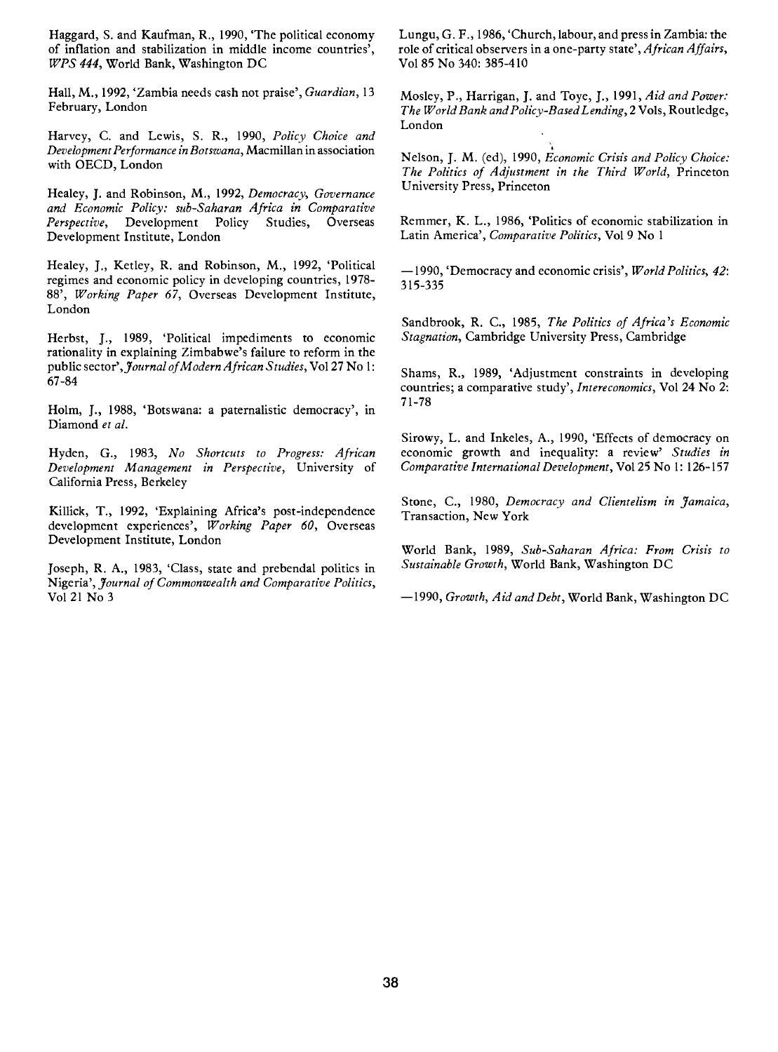Haggard, S. and Kaufman, R., 1990, 'The political economy of inflation and stabilization in middle income countries', *WPS 444*, World Bank, Washington DC

Hall, M., 1992, 'Zambia needs cash not praise', *Guardian*, 13 February, London

Harvey, C. and Lewis, S. R., 1990, *Policy Choice and Development Performance in Botswana*, Macmillan in association with OECD, London

Healey, J. and Robinson, M., 1992, *Democracy, Governance and Economic Policy: sub-Saharan Africa in Comparative Perspective*, Development Policy Studies, Overseas Development Institute, London

Healey, J., Ketley, R. and Robinson, M., 1992, 'Political regimes and economic policy in developing countries, 1978-88', *Working Paper 67*, Overseas Development Institute, London

Herbst, J., 1989, 'Political impediments to economic rationality in explaining Zimbabwe's failure to reform in the public sector', *Journal of Modern African Studies*, Vol 27 No 1: 67-84

Holm, J., 1988, 'Botswana: a paternalistic democracy', in Diamond *et al.*

Hyden, G., 1983, *No Shortcuts to Progress: African Development Management in Perspective*, University of California Press, Berkeley

Killick, T., 1992, 'Explaining Africa's post-independence development experiences', *Working Paper 60*, Overseas Development Institute, London

Joseph, R. A., 1983, 'Class, state and prebendal politics in Nigeria', *Journal of Commonwealth and Comparative Politics*, Vol 21 No 3

Lungu, G. F., 1986, 'Church, labour, and press in Zambia: the role of critical observers in a one-party state', *African Affairs*, Vol 85 No 340: 385-410

Mosley, P., Harrigan, J. and Toye, J., 1991, *Aid and Power: The World Bank and Policy-Based Lending*, 2 Vols, Routledge, London

Nelson, J. M. (ed), 1990, *Economic Crisis and Policy Choice: The Politics of Adjustment in the Third World*, Princeton University Press, Princeton

Remmer, K. L., 1986, 'Politics of economic stabilization in Latin America', *Comparative Politics*, Vol 9 No 1

—1990, 'Democracy and economic crisis', *World Politics, 42*: 315-335

Sandbrook, R. C., 1985, *The Politics of Africa's Economic Stagnation*, Cambridge University Press, Cambridge

Shams, R., 1989, 'Adjustment constraints in developing countries; a comparative study', *Intereconomics*, Vol 24 No 2: 71-78

Sirowy, L. and Inkeles, A., 1990, 'Effects of democracy on economic growth and inequality: a review' *Studies in Comparative International Development*, Vol 25 No 1: 126-157

Stone, C., 1980, *Democracy and Clientelism in Jamaica*, Transaction, New York

World Bank, 1989, *Sub-Saharan Africa: From Crisis to Sustainable Growth*, World Bank, Washington DC

—1990, *Growth, Aid and Debt*, World Bank, Washington DC